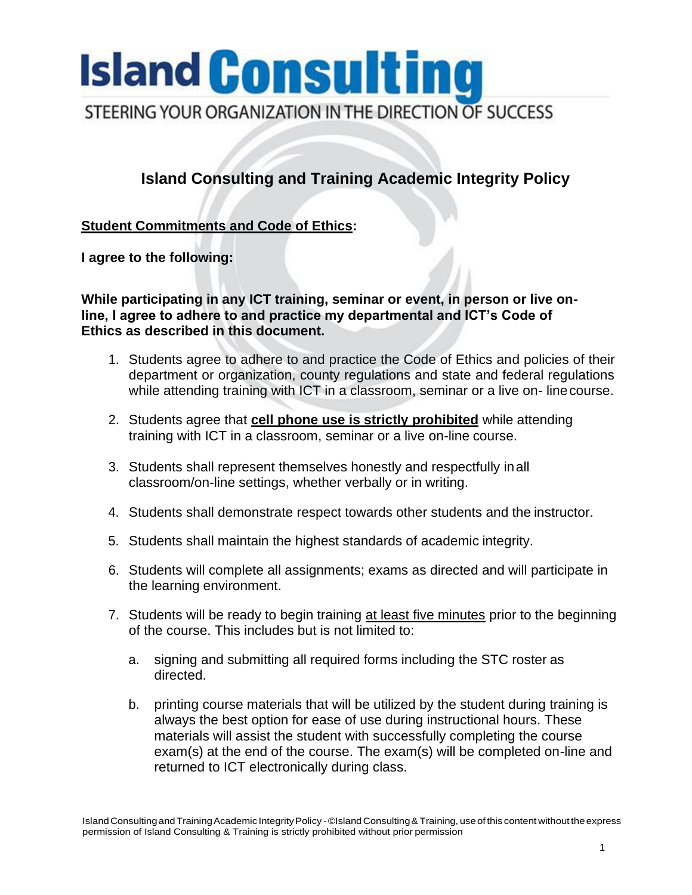# Island Consulting

STEERING YOUR ORGANIZATION IN THE DIRECTION OF SUCCESS

## Island Consulting and Training Academic Integrity Policy

**<u>Student Commitments and Code of Ethics</u>:**

**I agree to the following:**

**While participating in any ICT training, seminar or event, in person or live on-line, I agree to adhere to and practice my departmental and ICT's Code of Ethics as described in this document.**

1. Students agree to adhere to and practice the Code of Ethics and policies of their department or organization, county regulations and state and federal regulations while attending training with ICT in a classroom, seminar or a live on- line course.

2. Students agree that **<u>cell phone use is strictly prohibited</u>** while attending training with ICT in a classroom, seminar or a live on-line course.

3. Students shall represent themselves honestly and respectfully in all classroom/on-line settings, whether verbally or in writing.

4. Students shall demonstrate respect towards other students and the instructor.

5. Students shall maintain the highest standards of academic integrity.

6. Students will complete all assignments; exams as directed and will participate in the learning environment.

7. Students will be ready to begin training <u>at least five minutes</u> prior to the beginning of the course. This includes but is not limited to:

   a. signing and submitting all required forms including the STC roster as directed.

   b. printing course materials that will be utilized by the student during training is always the best option for ease of use during instructional hours. These materials will assist the student with successfully completing the course exam(s) at the end of the course. The exam(s) will be completed on-line and returned to ICT electronically during class.

Island Consulting and Training Academic Integrity Policy - ©Island Consulting & Training, use of this content without the express permission of Island Consulting & Training is strictly prohibited without prior permission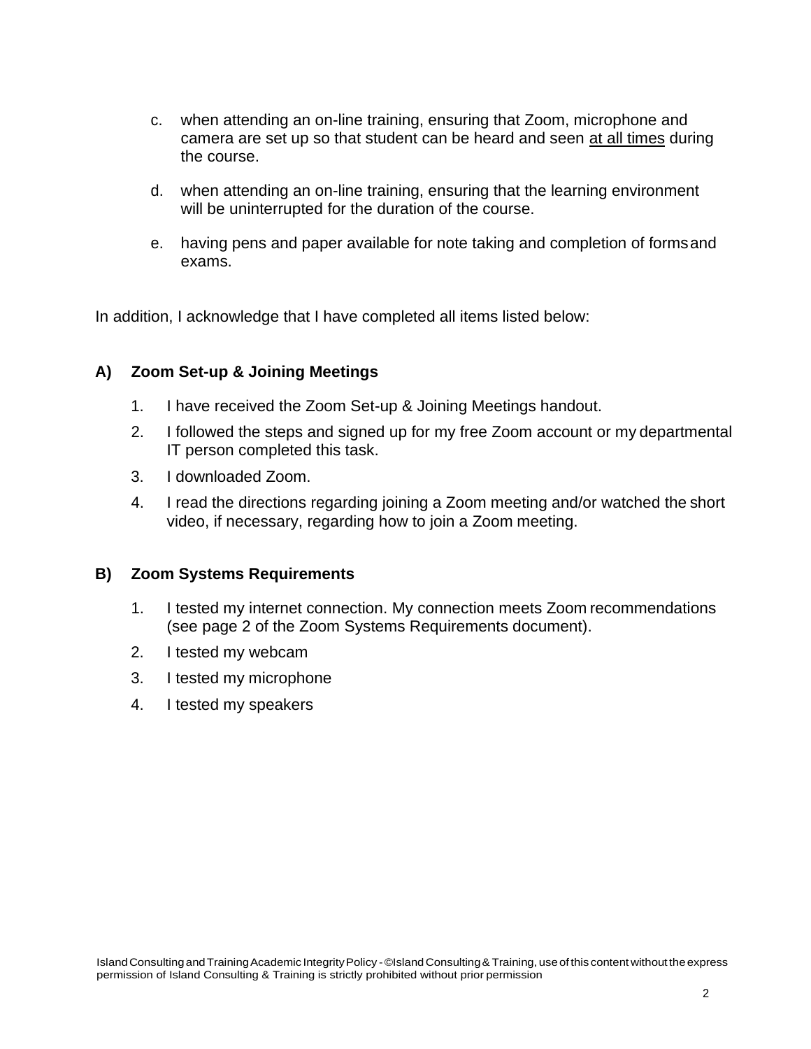c. when attending an on-line training, ensuring that Zoom, microphone and camera are set up so that student can be heard and seen <u>at all times</u> during the course.

d. when attending an on-line training, ensuring that the learning environment will be uninterrupted for the duration of the course.

e. having pens and paper available for note taking and completion of forms and exams.

In addition, I acknowledge that I have completed all items listed below:

**A) Zoom Set-up & Joining Meetings**

1. I have received the Zoom Set-up & Joining Meetings handout.
2. I followed the steps and signed up for my free Zoom account or my departmental IT person completed this task.
3. I downloaded Zoom.
4. I read the directions regarding joining a Zoom meeting and/or watched the short video, if necessary, regarding how to join a Zoom meeting.

**B) Zoom Systems Requirements**

1. I tested my internet connection. My connection meets Zoom recommendations (see page 2 of the Zoom Systems Requirements document).
2. I tested my webcam
3. I tested my microphone
4. I tested my speakers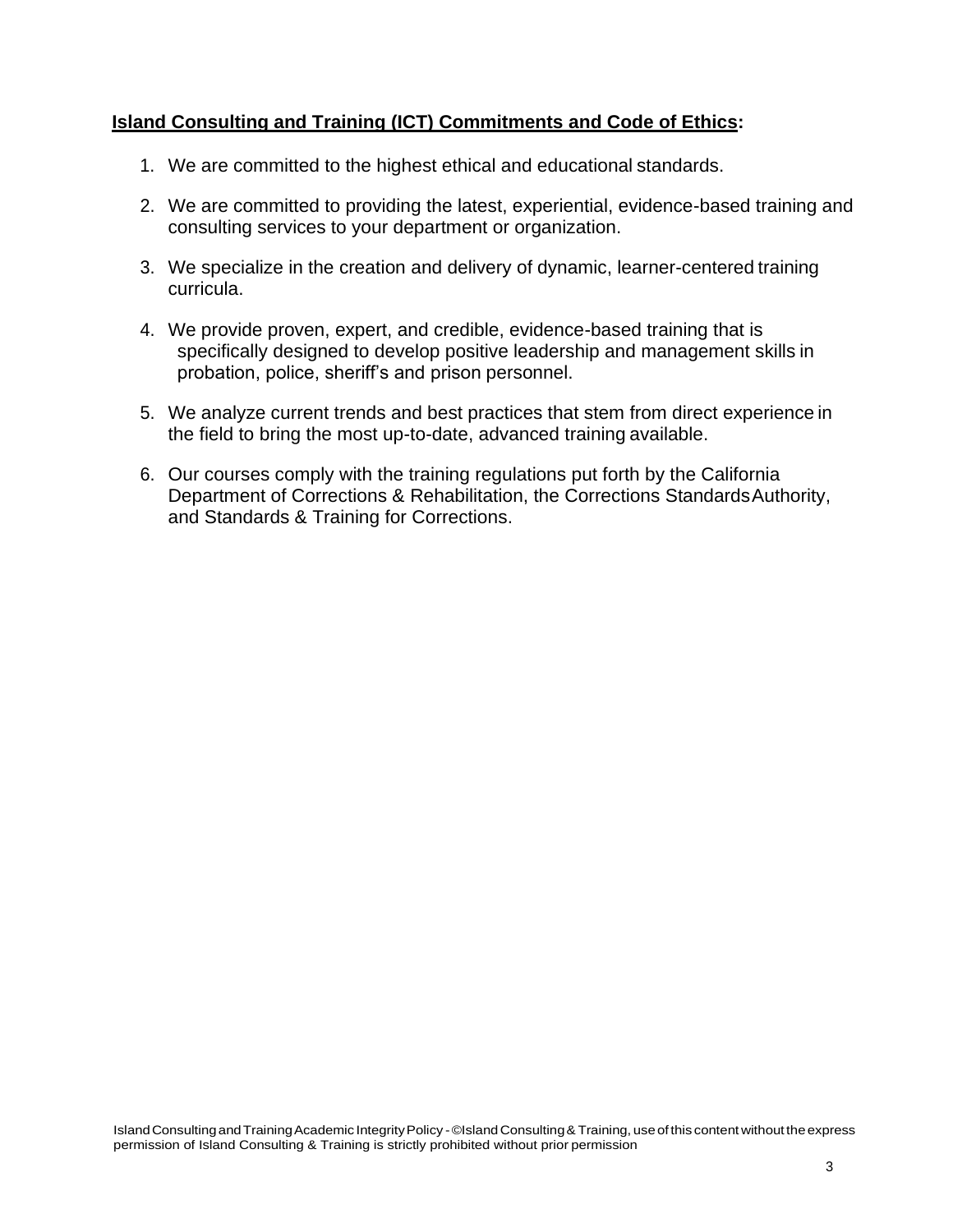**Island Consulting and Training (ICT) Commitments and Code of Ethics:**

1. We are committed to the highest ethical and educational standards.
2. We are committed to providing the latest, experiential, evidence-based training and consulting services to your department or organization.
3. We specialize in the creation and delivery of dynamic, learner-centered training curricula.
4. We provide proven, expert, and credible, evidence-based training that is specifically designed to develop positive leadership and management skills in probation, police, sheriff's and prison personnel.
5. We analyze current trends and best practices that stem from direct experience in the field to bring the most up-to-date, advanced training available.
6. Our courses comply with the training regulations put forth by the California Department of Corrections & Rehabilitation, the Corrections Standards Authority, and Standards & Training for Corrections.